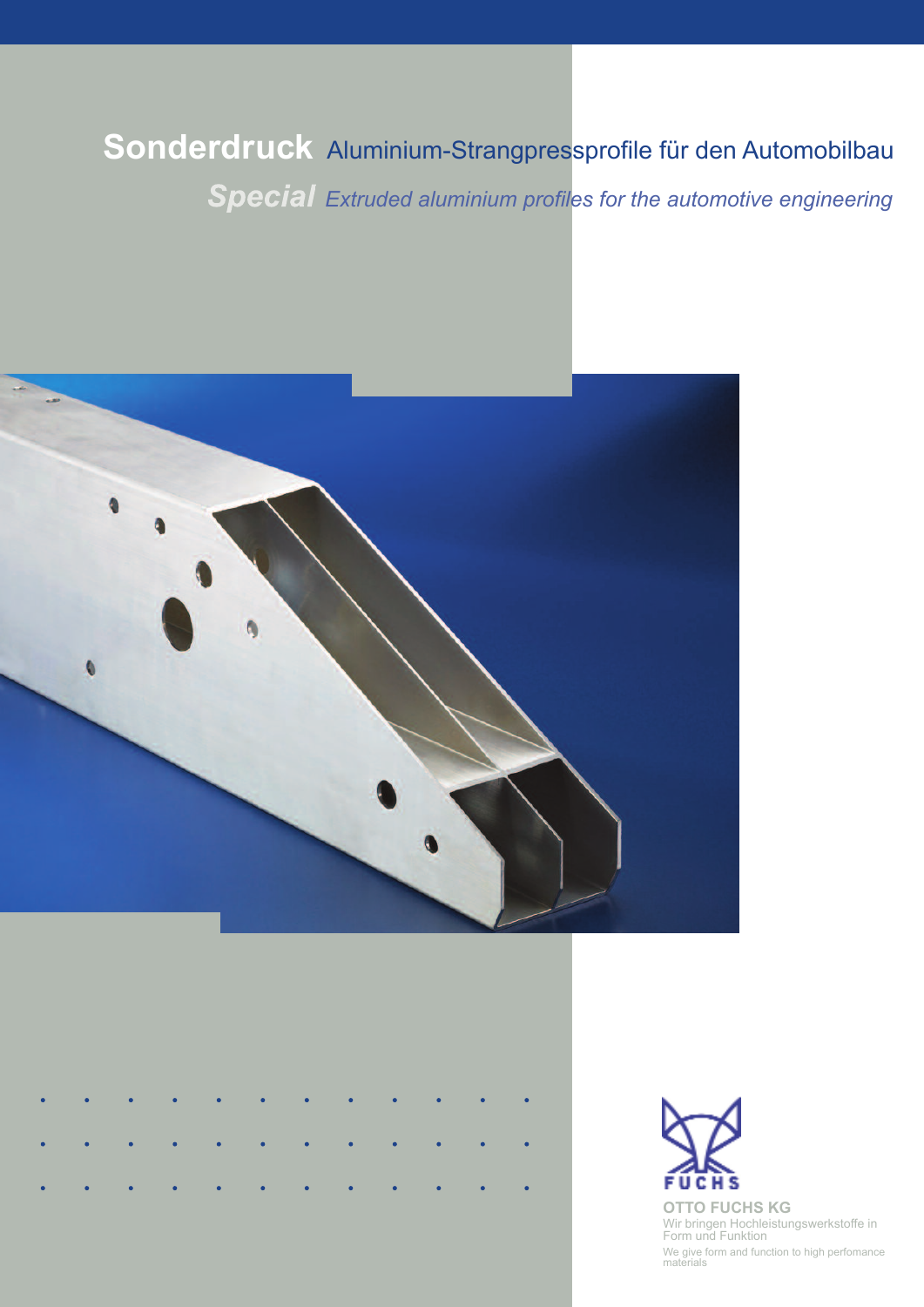# **Sonderdruck** Aluminium-Strangpressprofile für den Automobilbau

## ***Special*** *Extruded aluminium profiles for the automotive engineering*

FUCHS

**OTTO FUCHS KG**

Wir bringen Hochleistungswerkstoffe in Form und Funktion

We give form and function to high perfomance materials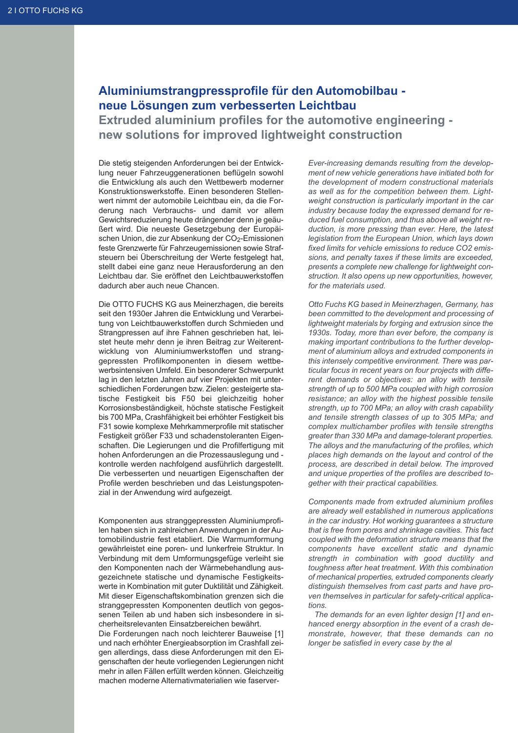# Aluminiumstrangpressprofile für den Automobilbau - neue Lösungen zum verbesserten Leichtbau

## Extruded aluminium profiles for the automotive engineering - new solutions for improved lightweight construction

Die stetig steigenden Anforderungen bei der Entwicklung neuer Fahrzeuggenerationen beflügeln sowohl die Entwicklung als auch den Wettbewerb moderner Konstruktionswerkstoffe. Einen besonderen Stellenwert nimmt der automobile Leichtbau ein, da die Forderung nach Verbrauchs- und damit vor allem Gewichtsreduzierung heute drängender denn je geäußert wird. Die neueste Gesetzgebung der Europäischen Union, die zur Absenkung der $CO_2$-Emissionen feste Grenzwerte für Fahrzeugemissionen sowie Strafsteuern bei Überschreitung der Werte festgelegt hat, stellt dabei eine ganz neue Herausforderung an den Leichtbau dar. Sie eröffnet den Leichtbauwerkstoffen dadurch aber auch neue Chancen.

Die OTTO FUCHS KG aus Meinerzhagen, die bereits seit den 1930er Jahren die Entwicklung und Verarbeitung von Leichtbauwerkstoffen durch Schmieden und Strangpressen auf ihre Fahnen geschrieben hat, leistet heute mehr denn je ihren Beitrag zur Weiterentwicklung von Aluminiumwerkstoffen und stranggepressten Profilkomponenten in diesem wettbewerbsintensiven Umfeld. Ein besonderer Schwerpunkt lag in den letzten Jahren auf vier Projekten mit unterschiedlichen Forderungen bzw. Zielen: gesteigerte statische Festigkeit bis F50 bei gleichzeitig hoher Korrosionsbeständigkeit, höchste statische Festigkeit bis 700 MPa, Crashfähigkeit bei erhöhter Festigkeit bis F31 sowie komplexe Mehrkammerprofile mit statischer Festigkeit größer F33 und schadenstoleranten Eigenschaften. Die Legierungen und die Profilfertigung mit hohen Anforderungen an die Prozessauslegung und -kontrolle werden nachfolgend ausführlich dargestellt. Die verbesserten und neuartigen Eigenschaften der Profile werden beschrieben und das Leistungspotenzial in der Anwendung wird aufgezeigt.

Komponenten aus stranggepressten Aluminiumprofilen haben sich in zahlreichen Anwendungen in der Automobilindustrie fest etabliert. Die Warmumformung gewährleistet eine poren- und lunkerfreie Struktur. In Verbindung mit dem Umformungsgefüge verleiht sie den Komponenten nach der Wärmebehandlung ausgezeichnete statische und dynamische Festigkeitswerte in Kombination mit guter Duktilität und Zähigkeit. Mit dieser Eigenschaftskombination grenzen sich die stranggepressten Komponenten deutlich von gegossenen Teilen ab und haben sich insbesondere in sicherheitsrelevanten Einsatzbereichen bewährt.

Die Forderungen nach noch leichterer Bauweise [1] und nach erhöhter Energieabsorption im Crashfall zeigen allerdings, dass diese Anforderungen mit den Eigenschaften der heute vorliegenden Legierungen nicht mehr in allen Fällen erfüllt werden können. Gleichzeitig machen moderne Alternativmaterialien wie faserver-

*Ever-increasing demands resulting from the development of new vehicle generations have initiated both for the development of modern constructional materials as well as for the competition between them. Lightweight construction is particularly important in the car industry because today the expressed demand for reduced fuel consumption, and thus above all weight reduction, is more pressing than ever. Here, the latest legislation from the European Union, which lays down fixed limits for vehicle emissions to reduce CO2 emissions, and penalty taxes if these limits are exceeded, presents a complete new challenge for lightweight construction. It also opens up new opportunities, however, for the materials used.*

*Otto Fuchs KG based in Meinerzhagen, Germany, has been committed to the development and processing of lightweight materials by forging and extrusion since the 1930s. Today, more than ever before, the company is making important contributions to the further development of aluminium alloys and extruded components in this intensely competitive environment. There was particular focus in recent years on four projects with different demands or objectives: an alloy with tensile strength of up to 500 MPa coupled with high corrosion resistance; an alloy with the highest possible tensile strength, up to 700 MPa; an alloy with crash capability and tensile strength classes of up to 305 MPa; and complex multichamber profiles with tensile strengths greater than 330 MPa and damage-tolerant properties. The alloys and the manufacturing of the profiles, which places high demands on the layout and control of the process, are described in detail below. The improved and unique properties of the profiles are described together with their practical capabilities.*

*Components made from extruded aluminium profiles are already well established in numerous applications in the car industry. Hot working guarantees a structure that is free from pores and shrinkage cavities. This fact coupled with the deformation structure means that the components have excellent static and dynamic strength in combination with good ductility and toughness after heat treatment. With this combination of mechanical properties, extruded components clearly distinguish themselves from cast parts and have proven themselves in particular for safety-critical applications.*

*The demands for an even lighter design [1] and enhanced energy absorption in the event of a crash demonstrate, however, that these demands can no longer be satisfied in every case by the al*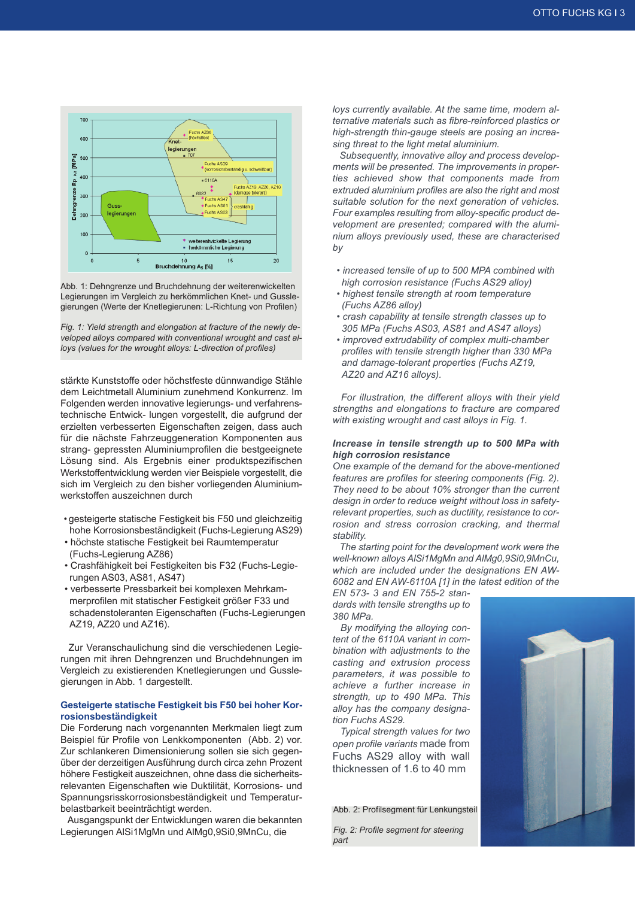Abb. 1: Dehngrenze und Bruchdehnung der weiterenwickelten Legierungen im Vergleich zu herkömmlichen Knet- und Gusslegierungen (Werte der Knetlegierungen: L-Richtung von Profilen)

*Fig. 1: Yield strength and elongation at fracture of the newly developed alloys compared with conventional wrought and cast alloys (values for the wrought alloys: L-direction of profiles)*

stärkte Kunststoffe oder höchstfeste dünnwandige Stähle dem Leichtmetall Aluminium zunehmend Konkurrenz. Im Folgenden werden innovative legierungs- und verfahrenstechnische Entwick- lungen vorgestellt, die aufgrund der erzielten verbesserten Eigenschaften zeigen, dass auch für die nächste Fahrzeuggeneration Komponenten aus strang- gepressten Aluminiumprofilen die bestgeeignete Lösung sind. Als Ergebnis einer produktspezifischen Werkstoffentwicklung werden vier Beispiele vorgestellt, die sich im Vergleich zu den bisher vorliegenden Aluminiumwerkstoffen auszeichnen durch

- gesteigerte statische Festigkeit bis F50 und gleichzeitig hohe Korrosionsbeständigkeit (Fuchs-Legierung AS29)
- höchste statische Festigkeit bei Raumtemperatur (Fuchs-Legierung AZ86)
- Crashfähigkeit bei Festigkeiten bis F32 (Fuchs-Legierungen AS03, AS81, AS47)
- verbesserte Pressbarkeit bei komplexen Mehrkammerprofilen mit statischer Festigkeit größer F33 und schadenstoleranten Eigenschaften (Fuchs-Legierungen AZ19, AZ20 und AZ16).

Zur Veranschaulichung sind die verschiedenen Legierungen mit ihren Dehngrenzen und Bruchdehnungen im Vergleich zu existierenden Knetlegierungen und Gusslegierungen in Abb. 1 dargestellt.

### Gesteigerte statische Festigkeit bis F50 bei hoher Korrosionsbeständigkeit

Die Forderung nach vorgenannten Merkmalen liegt zum Beispiel für Profile von Lenkkomponenten (Abb. 2) vor. Zur schlankeren Dimensionierung sollen sie sich gegenüber der derzeitigen Ausführung durch circa zehn Prozent höhere Festigkeit auszeichnen, ohne dass die sicherheitsrelevanten Eigenschaften wie Duktilität, Korrosions- und Spannungsrisskorrosionsbeständigkeit und Temperaturbelastbarkeit beeinträchtigt werden.

Ausgangspunkt der Entwicklungen waren die bekannten Legierungen AlSi1MgMn und AlMg0,9Si0,9MnCu, die

*loys currently available. At the same time, modern alternative materials such as fibre-reinforced plastics or high-strength thin-gauge steels are posing an increasing threat to the light metal aluminium.*

*Subsequently, innovative alloy and process developments will be presented. The improvements in properties achieved show that components made from extruded aluminium profiles are also the right and most suitable solution for the next generation of vehicles. Four examples resulting from alloy-specific product development are presented; compared with the aluminium alloys previously used, these are characterised by*

- *increased tensile of up to 500 MPA combined with high corrosion resistance (Fuchs AS29 alloy)*
- *highest tensile strength at room temperature (Fuchs AZ86 alloy)*
- *crash capability at tensile strength classes up to 305 MPa (Fuchs AS03, AS81 and AS47 alloys)*
- *improved extrudability of complex multi-chamber profiles with tensile strength higher than 330 MPa and damage-tolerant properties (Fuchs AZ19, AZ20 and AZ16 alloys).*

*For illustration, the different alloys with their yield strengths and elongations to fracture are compared with existing wrought and cast alloys in Fig. 1.*

### *Increase in tensile strength up to 500 MPa with high corrosion resistance*

*One example of the demand for the above-mentioned features are profiles for steering components (Fig. 2). They need to be about 10% stronger than the current design in order to reduce weight without loss in safety-relevant properties, such as ductility, resistance to corrosion and stress corrosion cracking, and thermal stability.*

*The starting point for the development work were the well-known alloys AlSi1MgMn and AlMg0,9Si0,9MnCu, which are included under the designations EN AW-6082 and EN AW-6110A [1] in the latest edition of the EN 573- 3 and EN 755-2 standards with tensile strengths up to 380 MPa.*

*By modifying the alloying content of the 6110A variant in combination with adjustments to the casting and extrusion process parameters, it was possible to achieve a further increase in strength, up to 490 MPa. This alloy has the company designation Fuchs AS29.*

*Typical strength values for two open profile variants* made from Fuchs AS29 alloy with wall thicknessen of 1.6 to 40 mm

Abb. 2: Profilsegment für Lenkungsteil

*Fig. 2: Profile segment for steering part*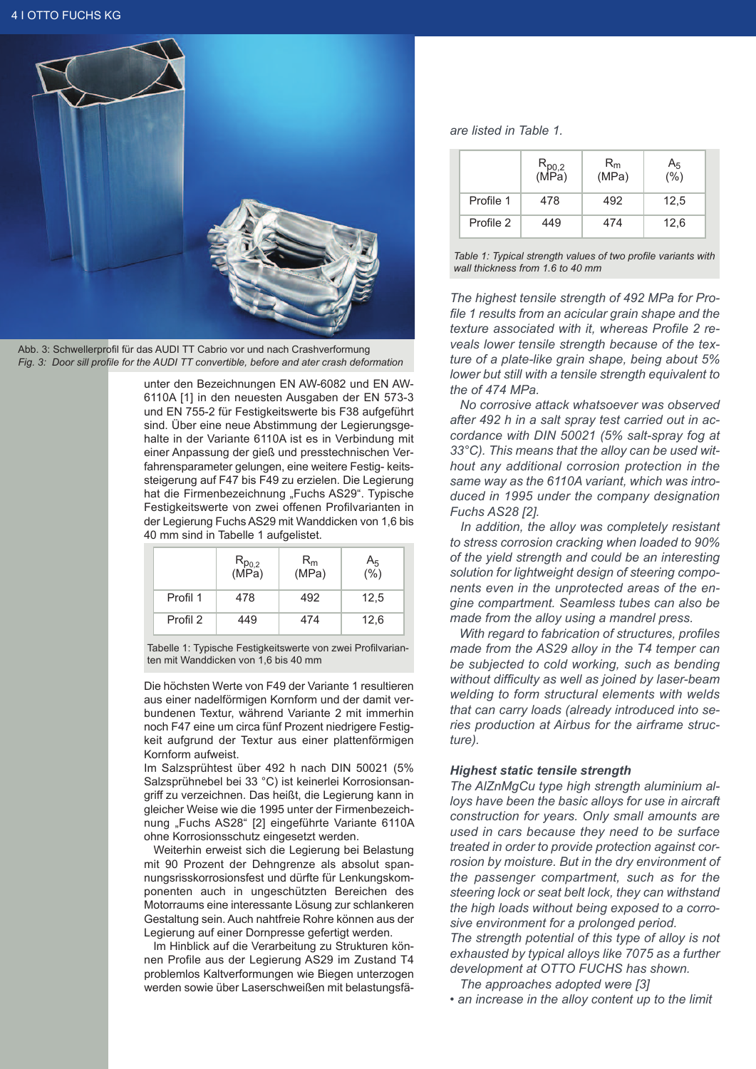Abb. 3: Schwellerprofil für das AUDI TT Cabrio vor und nach Crashverformung

*Fig. 3: Door sill profile for the AUDI TT convertible, before and ater crash deformation*

unter den Bezeichnungen EN AW-6082 und EN AW-6110A [1] in den neuesten Ausgaben der EN 573-3 und EN 755-2 für Festigkeitswerte bis F38 aufgeführt sind. Über eine neue Abstimmung der Legierungsgehalte in der Variante 6110A ist es in Verbindung mit einer Anpassung der gieß und presstechnischen Verfahrensparameter gelungen, eine weitere Festig- keitssteigerung auf F47 bis F49 zu erzielen. Die Legierung hat die Firmenbezeichnung „Fuchs AS29". Typische Festigkeitswerte von zwei offenen Profilvarianten in der Legierung Fuchs AS29 mit Wanddicken von 1,6 bis 40 mm sind in Tabelle 1 aufgelistet.

| | $R_{p0,2}$ (MPa) | $R_m$ (MPa) | $A_5$ (%) |
|---|---|---|---|
| Profil 1 | 478 | 492 | 12,5 |
| Profil 2 | 449 | 474 | 12,6 |

Tabelle 1: Typische Festigkeitswerte von zwei Profilvarianten mit Wanddicken von 1,6 bis 40 mm

Die höchsten Werte von F49 der Variante 1 resultieren aus einer nadelförmigen Kornform und der damit verbundenen Textur, während Variante 2 mit immerhin noch F47 eine um circa fünf Prozent niedrigere Festigkeit aufgrund der Textur aus einer plattenförmigen Kornform aufweist.

Im Salzsprühtest über 492 h nach DIN 50021 (5% Salzsprühnebel bei 33 °C) ist keinerlei Korrosionsangriff zu verzeichnen. Das heißt, die Legierung kann in gleicher Weise wie die 1995 unter der Firmenbezeichnung „Fuchs AS28" [2] eingeführte Variante 6110A ohne Korrosionsschutz eingesetzt werden.

Weiterhin erweist sich die Legierung bei Belastung mit 90 Prozent der Dehngrenze als absolut spannungsrisskorrosionsfest und dürfte für Lenkungskomponenten auch in ungeschützten Bereichen des Motorraums eine interessante Lösung zur schlankeren Gestaltung sein. Auch nahtfreie Rohre können aus der Legierung auf einer Dornpresse gefertigt werden.

Im Hinblick auf die Verarbeitung zu Strukturen können Profile aus der Legierung AS29 im Zustand T4 problemlos Kaltverformungen wie Biegen unterzogen werden sowie über Laserschweißen mit belastungsfä-

*are listed in Table 1.*

| | $R_{p0,2}$ (MPa) | $R_m$ (MPa) | $A_5$ (%) |
|---|---|---|---|
| Profile 1 | 478 | 492 | 12,5 |
| Profile 2 | 449 | 474 | 12,6 |

*Table 1: Typical strength values of two profile variants with wall thickness from 1.6 to 40 mm*

*The highest tensile strength of 492 MPa for Profile 1 results from an acicular grain shape and the texture associated with it, whereas Profile 2 reveals lower tensile strength because of the texture of a plate-like grain shape, being about 5% lower but still with a tensile strength equivalent to the of 474 MPa.*

*No corrosive attack whatsoever was observed after 492 h in a salt spray test carried out in accordance with DIN 50021 (5% salt-spray fog at 33°C). This means that the alloy can be used without any additional corrosion protection in the same way as the 6110A variant, which was introduced in 1995 under the company designation Fuchs AS28 [2].*

*In addition, the alloy was completely resistant to stress corrosion cracking when loaded to 90% of the yield strength and could be an interesting solution for lightweight design of steering components even in the unprotected areas of the engine compartment. Seamless tubes can also be made from the alloy using a mandrel press.*

*With regard to fabrication of structures, profiles made from the AS29 alloy in the T4 temper can be subjected to cold working, such as bending without difficulty as well as joined by laser-beam welding to form structural elements with welds that can carry loads (already introduced into series production at Airbus for the airframe structure).*

### *Highest static tensile strength*

*The AlZnMgCu type high strength aluminium alloys have been the basic alloys for use in aircraft construction for years. Only small amounts are used in cars because they need to be surface treated in order to provide protection against corrosion by moisture. But in the dry environment of the passenger compartment, such as for the steering lock or seat belt lock, they can withstand the high loads without being exposed to a corrosive environment for a prolonged period.*

*The strength potential of this type of alloy is not exhausted by typical alloys like 7075 as a further development at OTTO FUCHS has shown.*

*The approaches adopted were [3]*

- *an increase in the alloy content up to the limit*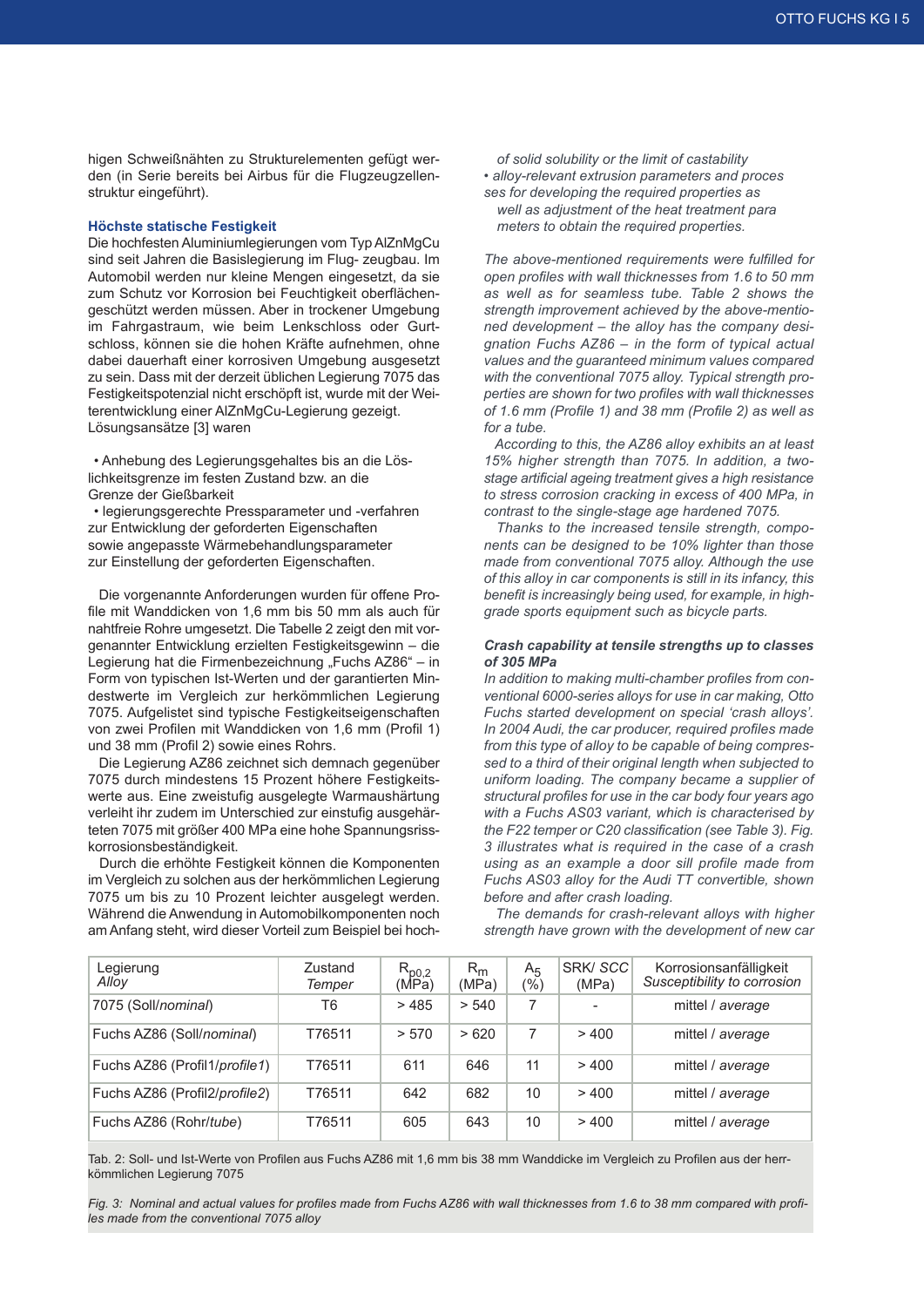higen Schweißnähten zu Strukturelementen gefügt werden (in Serie bereits bei Airbus für die Flugzeugzellenstruktur eingeführt).

### Höchste statische Festigkeit

Die hochfesten Aluminiumlegierungen vom Typ AlZnMgCu sind seit Jahren die Basislegierung im Flug- zeugbau. Im Automobil werden nur kleine Mengen eingesetzt, da sie zum Schutz vor Korrosion bei Feuchtigkeit oberflächengeschützt werden müssen. Aber in trockener Umgebung im Fahrgastraum, wie beim Lenkschloss oder Gurtschloss, können sie die hohen Kräfte aufnehmen, ohne dabei dauerhaft einer korrosiven Umgebung ausgesetzt zu sein. Dass mit der derzeit üblichen Legierung 7075 das Festigkeitspotenzial nicht erschöpft ist, wurde mit der Weiterentwicklung einer AlZnMgCu-Legierung gezeigt. Lösungsansätze [3] waren

- Anhebung des Legierungsgehaltes bis an die Löslichkeitsgrenze im festen Zustand bzw. an die Grenze der Gießbarkeit
- legierungsgerechte Pressparameter und -verfahren zur Entwicklung der geforderten Eigenschaften sowie angepasste Wärmebehandlungsparameter zur Einstellung der geforderten Eigenschaften.

Die vorgenannte Anforderungen wurden für offene Profile mit Wanddicken von 1,6 mm bis 50 mm als auch für nahtfreie Rohre umgesetzt. Die Tabelle 2 zeigt den mit vorgenannter Entwicklung erzielten Festigkeitsgewinn – die Legierung hat die Firmenbezeichnung „Fuchs AZ86" – in Form von typischen Ist-Werten und der garantierten Mindestwerte im Vergleich zur herkömmlichen Legierung 7075. Aufgelistet sind typische Festigkeitseigenschaften von zwei Profilen mit Wanddicken von 1,6 mm (Profil 1) und 38 mm (Profil 2) sowie eines Rohrs.

Die Legierung AZ86 zeichnet sich demnach gegenüber 7075 durch mindestens 15 Prozent höhere Festigkeitswerte aus. Eine zweistufig ausgelegte Warmaushärtung verleiht ihr zudem im Unterschied zur einstufig ausgehärteten 7075 mit größer 400 MPa eine hohe Spannungsrisskorrosionsbeständigkeit.

Durch die erhöhte Festigkeit können die Komponenten im Vergleich zu solchen aus der herkömmlichen Legierung 7075 um bis zu 10 Prozent leichter ausgelegt werden. Während die Anwendung in Automobilkomponenten noch am Anfang steht, wird dieser Vorteil zum Beispiel bei hochwertigen Sportgeräten wie Fahrradteilen zunehmend genutzt.

*of solid solubility or the limit of castability*

- *alloy-relevant extrusion parameters and processes for developing the required properties as well as adjustment of the heat treatment parameters to obtain the required properties.*

*The above-mentioned requirements were fulfilled for open profiles with wall thicknesses from 1.6 to 50 mm as well as for seamless tube. Table 2 shows the strength improvement achieved by the above-mentioned development – the alloy has the company designation Fuchs AZ86 – in the form of typical actual values and the guaranteed minimum values compared with the conventional 7075 alloy. Typical strength properties are shown for two profiles with wall thicknesses of 1.6 mm (Profile 1) and 38 mm (Profile 2) as well as for a tube.*

*According to this, the AZ86 alloy exhibits an at least 15% higher strength than 7075. In addition, a two-stage artificial ageing treatment gives a high resistance to stress corrosion cracking in excess of 400 MPa, in contrast to the single-stage age hardened 7075.*

*Thanks to the increased tensile strength, components can be designed to be 10% lighter than those made from conventional 7075 alloy. Although the use of this alloy in car components is still in its infancy, this benefit is increasingly being used, for example, in high-grade sports equipment such as bicycle parts.*

### *Crash capability at tensile strengths up to classes of 305 MPa*

*In addition to making multi-chamber profiles from conventional 6000-series alloys for use in car making, Otto Fuchs started development on special 'crash alloys'. In 2004 Audi, the car producer, required profiles made from this type of alloy to be capable of being compressed to a third of their original length when subjected to uniform loading. The company became a supplier of structural profiles for use in the car body four years ago with a Fuchs AS03 variant, which is characterised by the F22 temper or C20 classification (see Table 3). Fig. 3 illustrates what is required in the case of a crash using as an example a door sill profile made from Fuchs AS03 alloy for the Audi TT convertible, shown before and after crash loading.*

*The demands for crash-relevant alloys with higher strength have grown with the development of new car*

| Legierung *Alloy* | Zustand *Temper* | $R_{p0,2}$ (MPa) | $R_m$ (MPa) | $A_5$ (%) | SRK/ *SCC* (MPa) | Korrosionsanfälligkeit *Susceptibility to corrosion* |
|---|---|---|---|---|---|---|
| 7075 (Soll/*nominal*) | T6 | > 485 | > 540 | 7 | - | mittel / *average* |
| Fuchs AZ86 (Soll/*nominal*) | T76511 | > 570 | > 620 | 7 | > 400 | mittel / *average* |
| Fuchs AZ86 (Profil1/*profile1*) | T76511 | 611 | 646 | 11 | > 400 | mittel / *average* |
| Fuchs AZ86 (Profil2/*profile2*) | T76511 | 642 | 682 | 10 | > 400 | mittel / *average* |
| Fuchs AZ86 (Rohr/*tube*) | T76511 | 605 | 643 | 10 | > 400 | mittel / *average* |

Tab. 2: Soll- und Ist-Werte von Profilen aus Fuchs AZ86 mit 1,6 mm bis 38 mm Wanddicke im Vergleich zu Profilen aus der herkömmlichen Legierung 7075

*Fig. 3: Nominal and actual values for profiles made from Fuchs AZ86 with wall thicknesses from 1.6 to 38 mm compared with profiles made from the conventional 7075 alloy*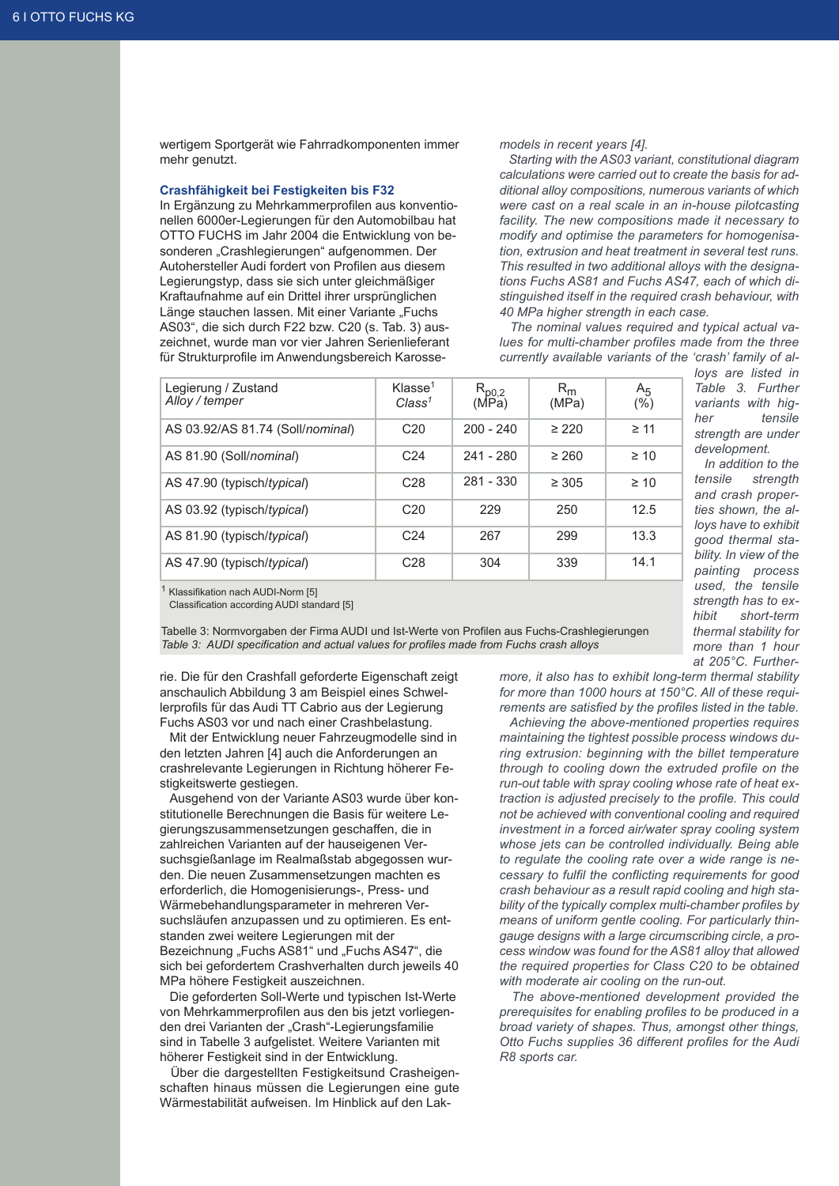wertigem Sportgerät wie Fahrradkomponenten immer mehr genutzt.

### Crashfähigkeit bei Festigkeiten bis F32

In Ergänzung zu Mehrkammerprofilen aus konventionellen 6000er-Legierungen für den Automobilbau hat OTTO FUCHS im Jahr 2004 die Entwicklung von besonderen „Crashlegierungen" aufgenommen. Der Autohersteller Audi fordert von Profilen aus diesem Legierungstyp, dass sie sich unter gleichmäßiger Kraftaufnahme auf ein Drittel ihrer ursprünglichen Länge stauchen lassen. Mit einer Variante „Fuchs AS03", die sich durch F22 bzw. C20 (s. Tab. 3) auszeichnet, wurde man vor vier Jahren Serienlieferant für Strukturprofile im Anwendungsbereich Karosserie. Die für den Crashfall geforderte Eigenschaft zeigt anschaulich Abbildung 3 am Beispiel eines Schwellerprofils für das Audi TT Cabrio aus der Legierung Fuchs AS03 vor und nach einer Crashbelastung.

Mit der Entwicklung neuer Fahrzeugmodelle sind in den letzten Jahren [4] auch die Anforderungen an crashrelevante Legierungen in Richtung höherer Festigkeitswerte gestiegen.

Ausgehend von der Variante AS03 wurde über konstitutionelle Berechnungen die Basis für weitere Legierungszusammensetzungen geschaffen, die in zahlreichen Varianten auf der hauseigenen Versuchsgießanlage im Realmaßstab abgegossen wurden. Die neuen Zusammensetzungen machten es erforderlich, die Homogenisierungs-, Press- und Wärmebehandlungsparameter in mehreren Versuchsläufen anzupassen und zu optimieren. Es entstanden zwei weitere Legierungen mit der Bezeichnung „Fuchs AS81" und „Fuchs AS47", die sich bei gefordertem Crashverhalten durch jeweils 40 MPa höhere Festigkeit auszeichnen.

Die geforderten Soll-Werte und typischen Ist-Werte von Mehrkammerprofilen aus den bis jetzt vorliegenden drei Varianten der „Crash"-Legierungsfamilie sind in Tabelle 3 aufgelistet. Weitere Varianten mit höherer Festigkeit sind in der Entwicklung.

Über die dargestellten Festigkeitsund Crasheigenschaften hinaus müssen die Legierungen eine gute Wärmestabilität aufweisen. Im Hinblick auf den Lak-

| Legierung / Zustand<br>*Alloy / temper* | Klasse[1]<br>*Class*[1] | $R_{p0,2}$ (MPa) | $R_m$ (MPa) | $A_5$ (%) |
|---|---|---|---|---|
| AS 03.92/AS 81.74 (Soll/*nominal*) | C20 | 200 - 240 | ≥ 220 | ≥ 11 |
| AS 81.90 (Soll/*nominal*) | C24 | 241 - 280 | ≥ 260 | ≥ 10 |
| AS 47.90 (typisch/*typical*) | C28 | 281 - 330 | ≥ 305 | ≥ 10 |
| AS 03.92 (typisch/*typical*) | C20 | 229 | 250 | 12.5 |
| AS 81.90 (typisch/*typical*) | C24 | 267 | 299 | 13.3 |
| AS 47.90 (typisch/*typical*) | C28 | 304 | 339 | 14.1 |

[1] Klassifikation nach AUDI-Norm [5]
Classification according AUDI standard [5]

Tabelle 3: Normvorgaben der Firma AUDI und Ist-Werte von Profilen aus Fuchs-Crashlegierungen
*Table 3: AUDI specification and actual values for profiles made from Fuchs crash alloys*

*models in recent years [4].*

*Starting with the AS03 variant, constitutional diagram calculations were carried out to create the basis for additional alloy compositions, numerous variants of which were cast on a real scale in an in-house pilotcasting facility. The new compositions made it necessary to modify and optimise the parameters for homogenisation, extrusion and heat treatment in several test runs. This resulted in two additional alloys with the designations Fuchs AS81 and Fuchs AS47, each of which distinguished itself in the required crash behaviour, with 40 MPa higher strength in each case.*

*The nominal values required and typical actual values for multi-chamber profiles made from the three currently available variants of the 'crash' family of alloys are listed in Table 3. Further variants with higher tensile strength are under development.*

*In addition to the tensile strength and crash properties shown, the alloys have to exhibit good thermal stability. In view of the painting process used, the tensile strength has to exhibit short-term thermal stability for more than 1 hour at 205°C. Furthermore, it also has to exhibit long-term thermal stability for more than 1000 hours at 150°C. All of these requirements are satisfied by the profiles listed in the table.*

*Achieving the above-mentioned properties requires maintaining the tightest possible process windows during extrusion: beginning with the billet temperature through to cooling down the extruded profile on the run-out table with spray cooling whose rate of heat extraction is adjusted precisely to the profile. This could not be achieved with conventional cooling and required investment in a forced air/water spray cooling system whose jets can be controlled individually. Being able to regulate the cooling rate over a wide range is necessary to fulfil the conflicting requirements for good crash behaviour as a result rapid cooling and high stability of the typically complex multi-chamber profiles by means of uniform gentle cooling. For particularly thin-gauge designs with a large circumscribing circle, a process window was found for the AS81 alloy that allowed the required properties for Class C20 to be obtained with moderate air cooling on the run-out.*

*The above-mentioned development provided the prerequisites for enabling profiles to be produced in a broad variety of shapes. Thus, amongst other things, Otto Fuchs supplies 36 different profiles for the Audi R8 sports car.*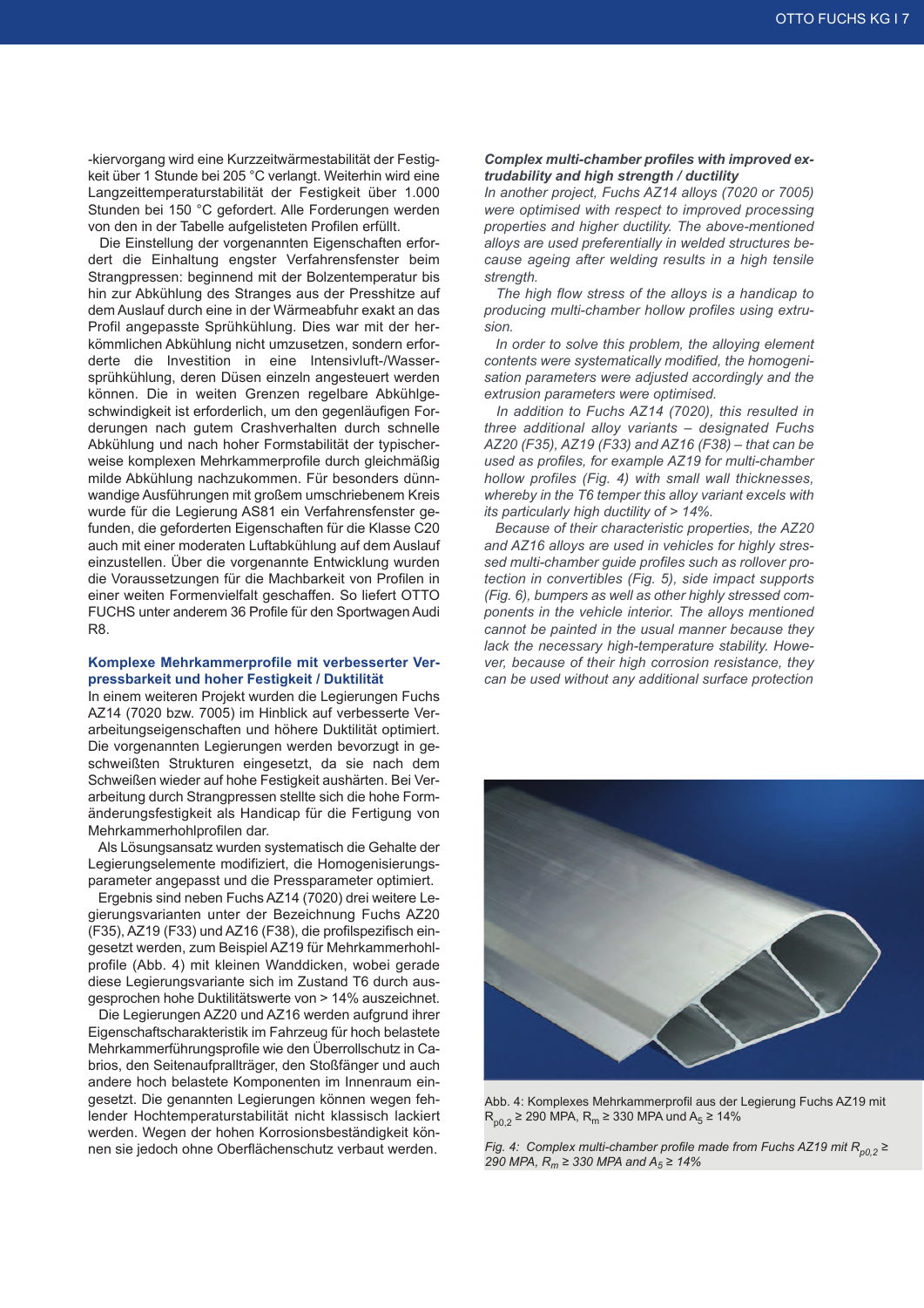-kiervorgang wird eine Kurzzeitwärmestabilität der Festigkeit über 1 Stunde bei 205 °C verlangt. Weiterhin wird eine Langzeittemperaturstabilität der Festigkeit über 1.000 Stunden bei 150 °C gefordert. Alle Forderungen werden von den in der Tabelle aufgelisteten Profilen erfüllt.

Die Einstellung der vorgenannten Eigenschaften erfordert die Einhaltung engster Verfahrensfenster beim Strangpressen: beginnend mit der Bolzentemperatur bis hin zur Abkühlung des Stranges aus der Presshitze auf dem Auslauf durch eine in der Wärmeabfuhr exakt an das Profil angepasste Sprühkühlung. Dies war mit der herkömmlichen Abkühlung nicht umzusetzen, sondern erforderte die Investition in eine Intensivluft-/Wassersprühkühlung, deren Düsen einzeln angesteuert werden können. Die in weiten Grenzen regelbare Abkühlgeschwindigkeit ist erforderlich, um den gegenläufigen Forderungen nach gutem Crashverhalten durch schnelle Abkühlung und nach hoher Formstabilität der typischerweise komplexen Mehrkammerprofile durch gleichmäßig milde Abkühlung nachzukommen. Für besonders dünnwandige Ausführungen mit großem umschriebenem Kreis wurde für die Legierung AS81 ein Verfahrensfenster gefunden, die geforderten Eigenschaften für die Klasse C20 auch mit einer moderaten Luftabkühlung auf dem Auslauf einzustellen. Über die vorgenannte Entwicklung wurden die Voraussetzungen für die Machbarkeit von Profilen in einer weiten Formenvielfalt geschaffen. So liefert OTTO FUCHS unter anderem 36 Profile für den Sportwagen Audi R8.

### Komplexe Mehrkammerprofile mit verbesserter Verpressbarkeit und hoher Festigkeit / Duktilität

In einem weiteren Projekt wurden die Legierungen Fuchs AZ14 (7020 bzw. 7005) im Hinblick auf verbesserte Verarbeitungseigenschaften und höhere Duktilität optimiert. Die vorgenannten Legierungen werden bevorzugt in geschweißten Strukturen eingesetzt, da sie nach dem Schweißen wieder auf hohe Festigkeit aushärten. Bei Verarbeitung durch Strangpressen stellte sich die hohe Formänderungsfestigkeit als Handicap für die Fertigung von Mehrkammerhohlprofilen dar.

Als Lösungsansatz wurden systematisch die Gehalte der Legierungselemente modifiziert, die Homogenisierungsparameter angepasst und die Pressparameter optimiert.

Ergebnis sind neben Fuchs AZ14 (7020) drei weitere Legierungsvarianten unter der Bezeichnung Fuchs AZ20 (F35), AZ19 (F33) und AZ16 (F38), die profilspezifisch eingesetzt werden, zum Beispiel AZ19 für Mehrkammerhohlprofile (Abb. 4) mit kleinen Wanddicken, wobei gerade diese Legierungsvariante sich im Zustand T6 durch ausgesprochen hohe Duktilitätswerte von > 14% auszeichnet.

Die Legierungen AZ20 und AZ16 werden aufgrund ihrer Eigenschaftscharakteristik im Fahrzeug für hoch belastete Mehrkammerführungsprofile wie den Überrollschutz in Cabrios, den Seitenaufprallträger, den Stoßfänger und auch andere hoch belastete Komponenten im Innenraum eingesetzt. Die genannten Legierungen können wegen fehlender Hochtemperaturstabilität nicht klassisch lackiert werden. Wegen der hohen Korrosionsbeständigkeit können sie jedoch ohne Oberflächenschutz verbaut werden.

### *Complex multi-chamber profiles with improved extrudability and high strength / ductility*

*In another project, Fuchs AZ14 alloys (7020 or 7005) were optimised with respect to improved processing properties and higher ductility. The above-mentioned alloys are used preferentially in welded structures because ageing after welding results in a high tensile strength.*

*The high flow stress of the alloys is a handicap to producing multi-chamber hollow profiles using extrusion.*

*In order to solve this problem, the alloying element contents were systematically modified, the homogenisation parameters were adjusted accordingly and the extrusion parameters were optimised.*

*In addition to Fuchs AZ14 (7020), this resulted in three additional alloy variants – designated Fuchs AZ20 (F35), AZ19 (F33) and AZ16 (F38) – that can be used as profiles, for example AZ19 for multi-chamber hollow profiles (Fig. 4) with small wall thicknesses, whereby in the T6 temper this alloy variant excels with its particularly high ductility of > 14%.*

*Because of their characteristic properties, the AZ20 and AZ16 alloys are used in vehicles for highly stressed multi-chamber guide profiles such as rollover protection in convertibles (Fig. 5), side impact supports (Fig. 6), bumpers as well as other highly stressed components in the vehicle interior. The alloys mentioned cannot be painted in the usual manner because they lack the necessary high-temperature stability. However, because of their high corrosion resistance, they can be used without any additional surface protection*

Abb. 4: Komplexes Mehrkammerprofil aus der Legierung Fuchs AZ19 mit $R_{p0,2} \geq 290$ MPA, $R_m \geq 330$ MPA und $A_5 \geq 14\%$

*Fig. 4: Complex multi-chamber profile made from Fuchs AZ19 mit $R_{p0,2} \geq 290$ MPA, $R_m \geq 330$ MPA and $A_5 \geq 14\%$*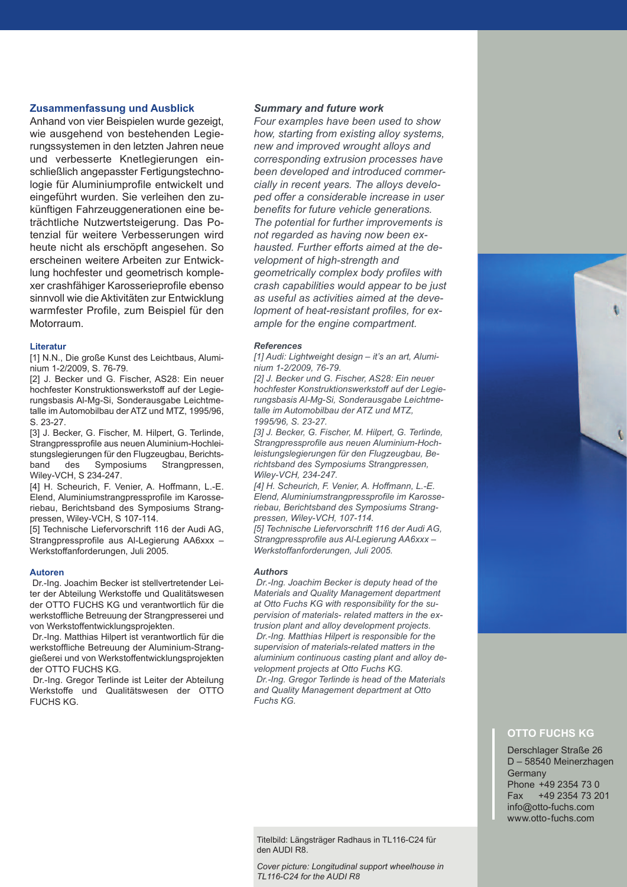## Zusammenfassung und Ausblick

Anhand von vier Beispielen wurde gezeigt, wie ausgehend von bestehenden Legierungssystemen in den letzten Jahren neue und verbesserte Knetlegierungen einschließlich angepasster Fertigungstechnologie für Aluminiumprofile entwickelt und eingeführt wurden. Sie verleihen den zukünftigen Fahrzeuggenerationen eine beträchtliche Nutzwertsteigerung. Das Potenzial für weitere Verbesserungen wird heute nicht als erschöpft angesehen. So erscheinen weitere Arbeiten zur Entwicklung hochfester und geometrisch komplexer crashfähiger Karosserieprofile ebenso sinnvoll wie die Aktivitäten zur Entwicklung warmfester Profile, zum Beispiel für den Motorraum.

### Literatur

[1] N.N., Die große Kunst des Leichtbaus, Aluminium 1-2/2009, S. 76-79.
[2] J. Becker und G. Fischer, AS28: Ein neuer hochfester Konstruktionswerkstoff auf der Legierungsbasis Al-Mg-Si, Sonderausgabe Leichtmetalle im Automobilbau der ATZ und MTZ, 1995/96, S. 23-27.
[3] J. Becker, G. Fischer, M. Hilpert, G. Terlinde, Strangpressprofile aus neuen Aluminium-Hochleistungslegierungen für den Flugzeugbau, Berichtsband des Symposiums Strangpressen, Wiley-VCH, S 234-247.
[4] H. Scheurich, F. Venier, A. Hoffmann, L.-E. Elend, Aluminiumstrangpressprofile im Karosseriebau, Berichtsband des Symposiums Strangpressen, Wiley-VCH, S 107-114.
[5] Technische Liefervorschrift 116 der Audi AG, Strangpressprofile aus Al-Legierung AA6xxx – Werkstoffanforderungen, Juli 2005.

### Autoren

Dr.-Ing. Joachim Becker ist stellvertretender Leiter der Abteilung Werkstoffe und Qualitätswesen der OTTO FUCHS KG und verantwortlich für die werkstoffliche Betreuung der Strangpresserei und von Werkstoffentwicklungsprojekten.
Dr.-Ing. Matthias Hilpert ist verantwortlich für die werkstoffliche Betreuung der Aluminium-Stranggießerei und von Werkstoffentwicklungsprojekten der OTTO FUCHS KG.
Dr.-Ing. Gregor Terlinde ist Leiter der Abteilung Werkstoffe und Qualitätswesen der OTTO FUCHS KG.

## *Summary and future work*

*Four examples have been used to show how, starting from existing alloy systems, new and improved wrought alloys and corresponding extrusion processes have been developed and introduced commercially in recent years. The alloys developed offer a considerable increase in user benefits for future vehicle generations. The potential for further improvements is not regarded as having now been exhausted. Further efforts aimed at the development of high-strength and geometrically complex body profiles with crash capabilities would appear to be just as useful as activities aimed at the development of heat-resistant profiles, for example for the engine compartment.*

### *References*

*[1] Audi: Lightweight design – it's an art, Aluminium 1-2/2009, 76-79.*
*[2] J. Becker und G. Fischer, AS28: Ein neuer hochfester Konstruktionswerkstoff auf der Legierungsbasis Al-Mg-Si, Sonderausgabe Leichtmetalle im Automobilbau der ATZ und MTZ, 1995/96, S. 23-27.*
*[3] J. Becker, G. Fischer, M. Hilpert, G. Terlinde, Strangpressprofile aus neuen Aluminium-Hochleistungslegierungen für den Flugzeugbau, Berichtsband des Symposiums Strangpressen, Wiley-VCH, 234-247.*
*[4] H. Scheurich, F. Venier, A. Hoffmann, L.-E. Elend, Aluminiumstrangpressprofile im Karosseriebau, Berichtsband des Symposiums Strangpressen, Wiley-VCH, 107-114.*
*[5] Technische Liefervorschrift 116 der Audi AG, Strangpressprofile aus Al-Legierung AA6xxx – Werkstoffanforderungen, Juli 2005.*

### *Authors*

*Dr.-Ing. Joachim Becker is deputy head of the Materials and Quality Management department at Otto Fuchs KG with responsibility for the supervision of materials- related matters in the extrusion plant and alloy development projects.*
*Dr.-Ing. Matthias Hilpert is responsible for the supervision of materials-related matters in the aluminium continuous casting plant and alloy development projects at Otto Fuchs KG.*
*Dr.-Ing. Gregor Terlinde is head of the Materials and Quality Management department at Otto Fuchs KG.*

Titelbild: Längsträger Radhaus in TL116-C24 für den AUDI R8.

*Cover picture: Longitudinal support wheelhouse in TL116-C24 for the AUDI R8*

**OTTO FUCHS KG**
Derschlager Straße 26
D – 58540 Meinerzhagen
Germany
Phone +49 2354 73 0
Fax +49 2354 73 201
info@otto-fuchs.com
www.otto-fuchs.com